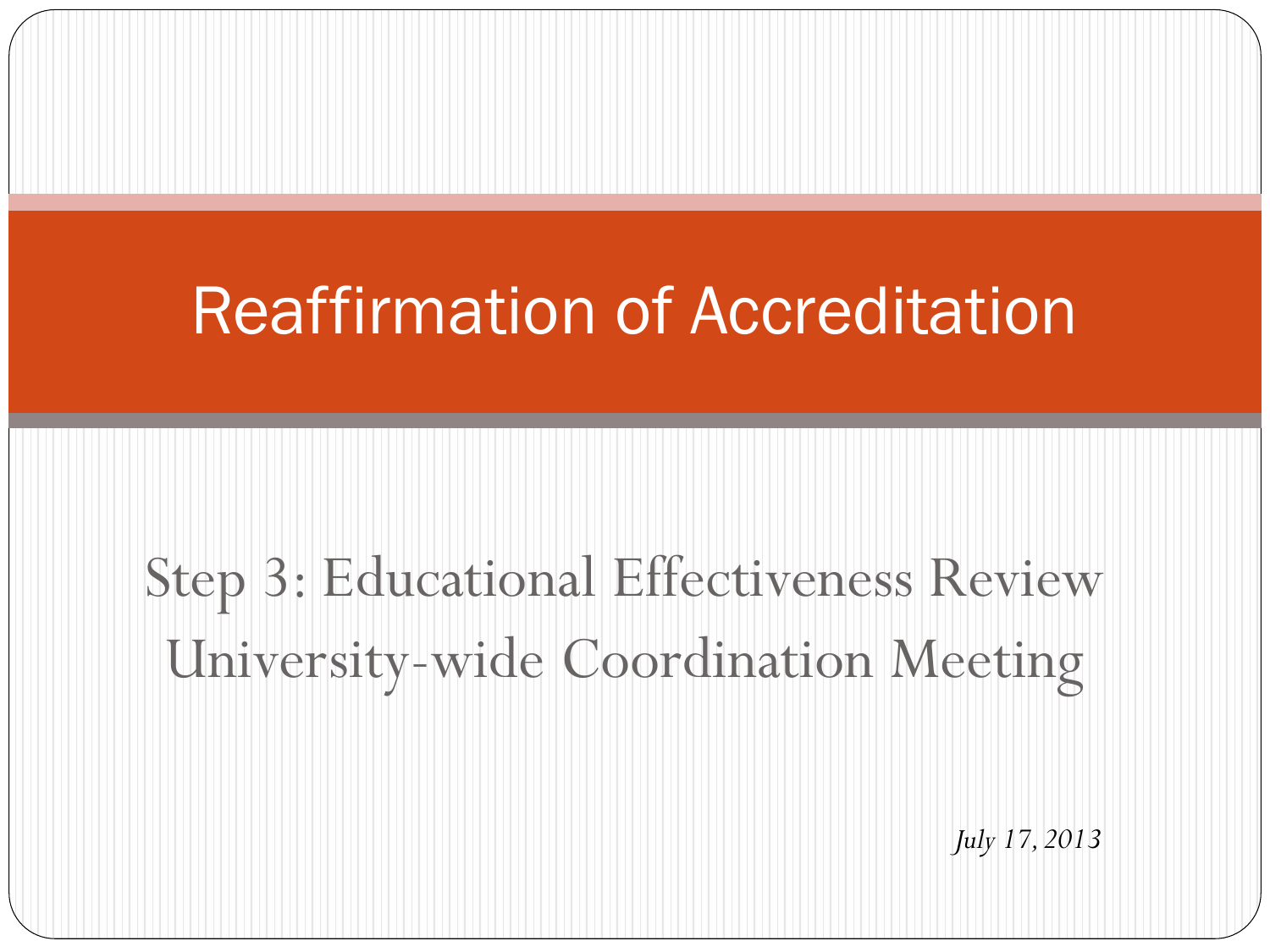# Reaffirmation of Accreditation

## Step 3: Educational Effectiveness Review
## University-wide Coordination Meeting

*July 17, 2013*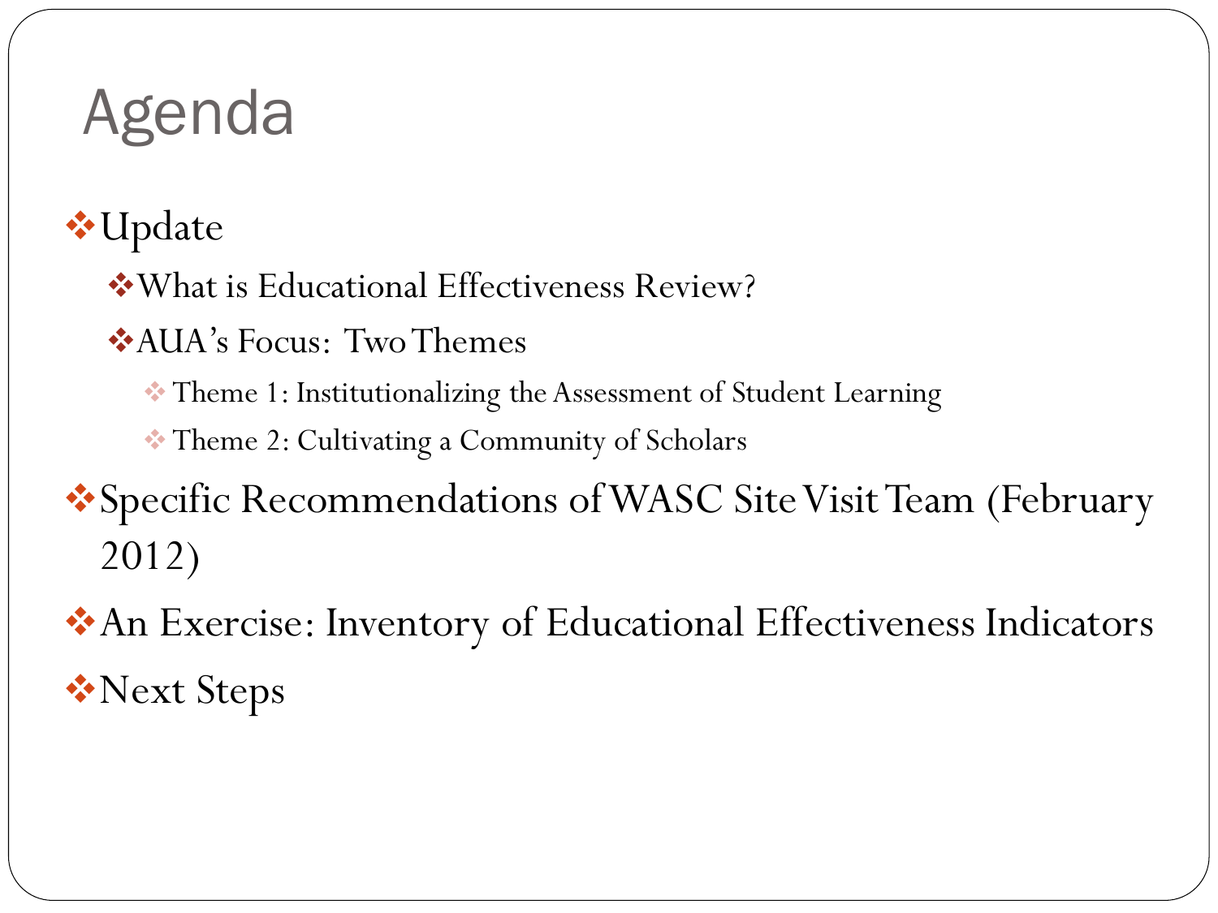# Agenda

- Update
  - What is Educational Effectiveness Review?
  - AUA's Focus: Two Themes
    - Theme 1: Institutionalizing the Assessment of Student Learning
    - Theme 2: Cultivating a Community of Scholars
- Specific Recommendations of WASC Site Visit Team (February 2012)
- An Exercise: Inventory of Educational Effectiveness Indicators
- Next Steps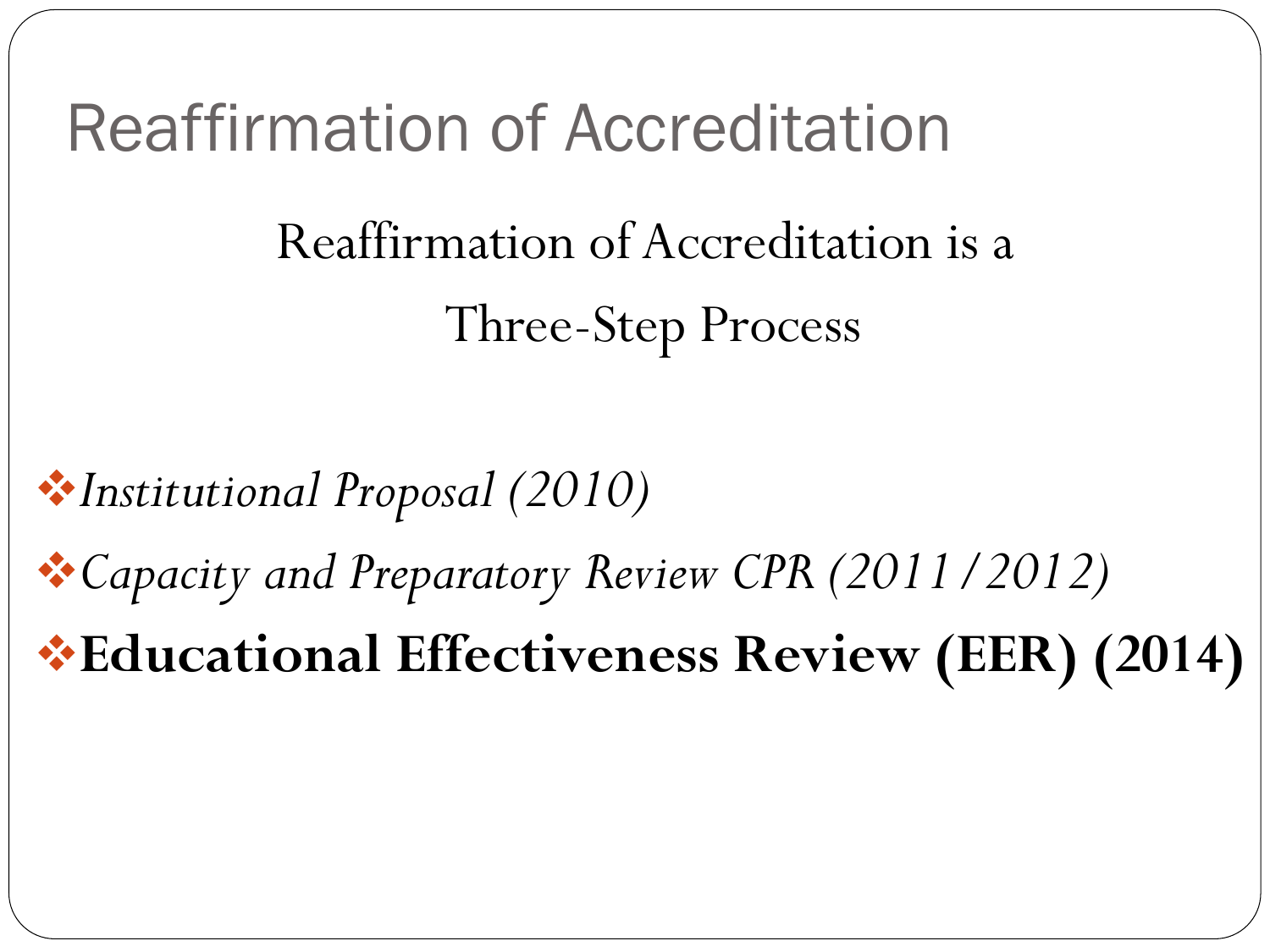# Reaffirmation of Accreditation

Reaffirmation of Accreditation is a

Three-Step Process

- *Institutional Proposal (2010)*
- *Capacity and Preparatory Review CPR (2011/2012)*
- **Educational Effectiveness Review (EER) (2014)**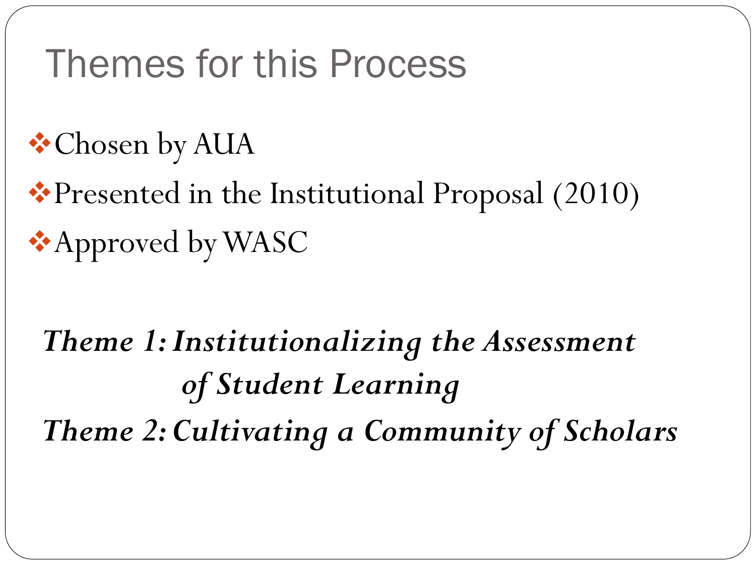# Themes for this Process

- Chosen by AUA
- Presented in the Institutional Proposal (2010)
- Approved by WASC

***Theme 1: Institutionalizing the Assessment of Student Learning***

***Theme 2: Cultivating a Community of Scholars***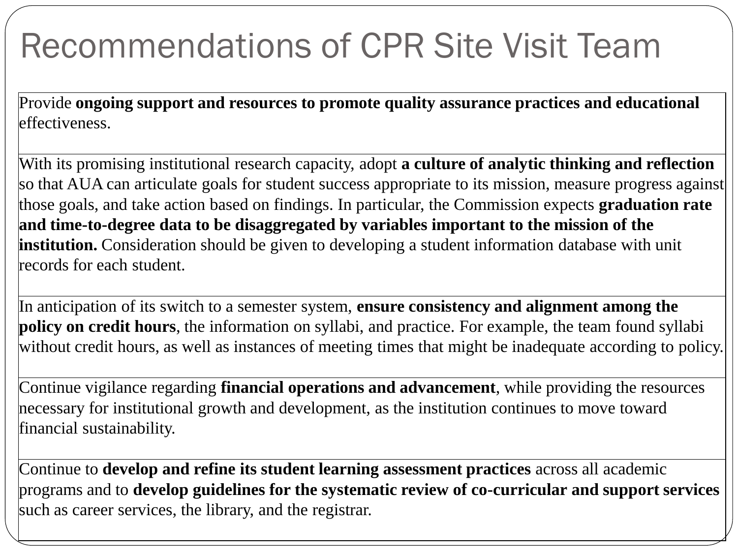# Recommendations of CPR Site Visit Team

| |
|---|
| Provide **ongoing support and resources to promote quality assurance practices and educational** effectiveness. |
| With its promising institutional research capacity, adopt **a culture of analytic thinking and reflection** so that AUA can articulate goals for student success appropriate to its mission, measure progress against those goals, and take action based on findings. In particular, the Commission expects **graduation rate and time-to-degree data to be disaggregated by variables important to the mission of the institution.** Consideration should be given to developing a student information database with unit records for each student. |
| In anticipation of its switch to a semester system, **ensure consistency and alignment among the policy on credit hours**, the information on syllabi, and practice. For example, the team found syllabi without credit hours, as well as instances of meeting times that might be inadequate according to policy. |
| Continue vigilance regarding **financial operations and advancement**, while providing the resources necessary for institutional growth and development, as the institution continues to move toward financial sustainability. |
| Continue to **develop and refine its student learning assessment practices** across all academic programs and to **develop guidelines for the systematic review of co-curricular and support services** such as career services, the library, and the registrar. |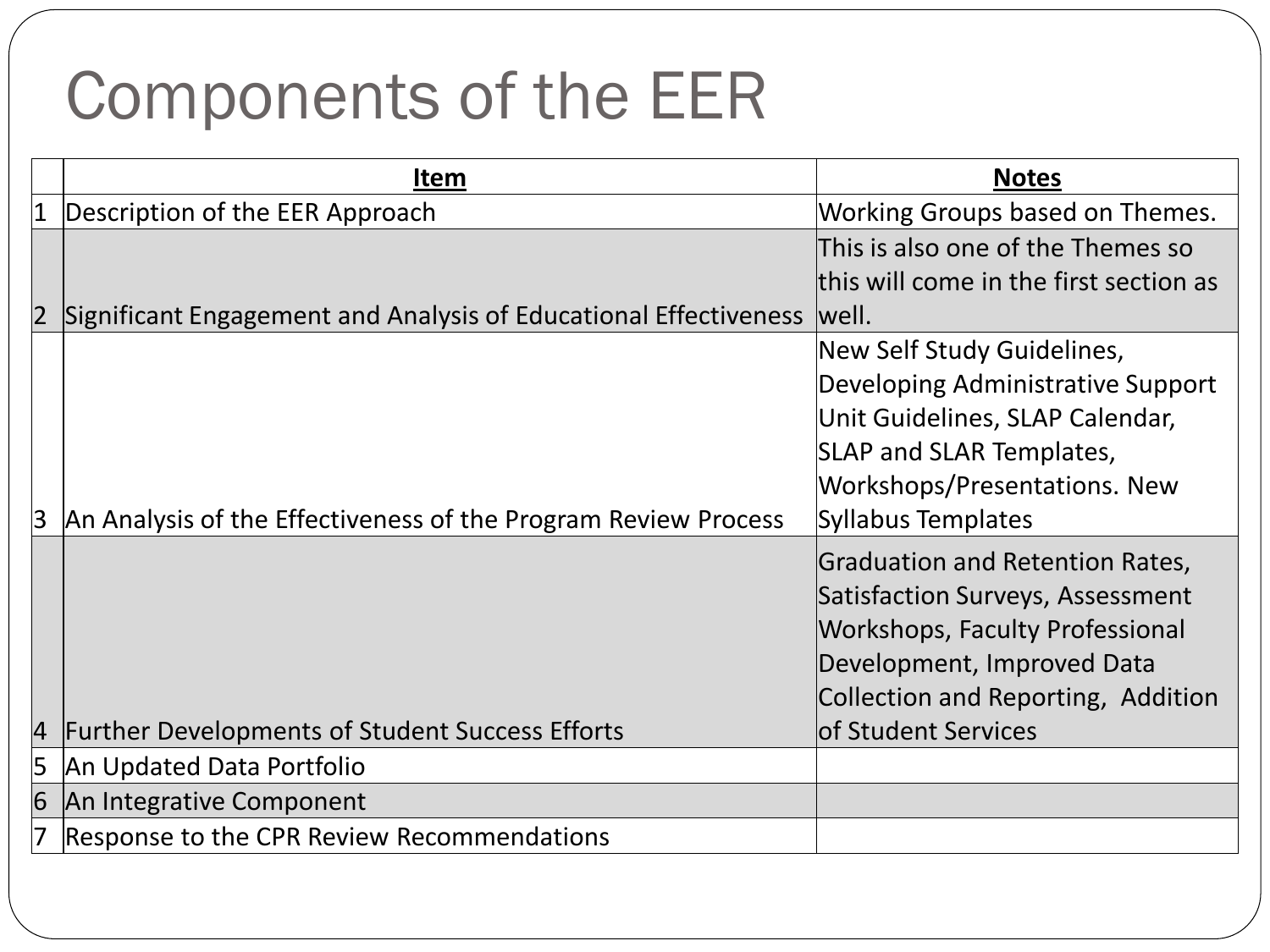# Components of the EER

| | Item | Notes |
|---|---|---|
| 1 | Description of the EER Approach | Working Groups based on Themes. |
| 2 | Significant Engagement and Analysis of Educational Effectiveness | This is also one of the Themes so this will come in the first section as well. |
| 3 | An Analysis of the Effectiveness of the Program Review Process | New Self Study Guidelines, Developing Administrative Support Unit Guidelines, SLAP Calendar, SLAP and SLAR Templates, Workshops/Presentations. New Syllabus Templates |
| 4 | Further Developments of Student Success Efforts | Graduation and Retention Rates, Satisfaction Surveys, Assessment Workshops, Faculty Professional Development, Improved Data Collection and Reporting, Addition of Student Services |
| 5 | An Updated Data Portfolio | |
| 6 | An Integrative Component | |
| 7 | Response to the CPR Review Recommendations | |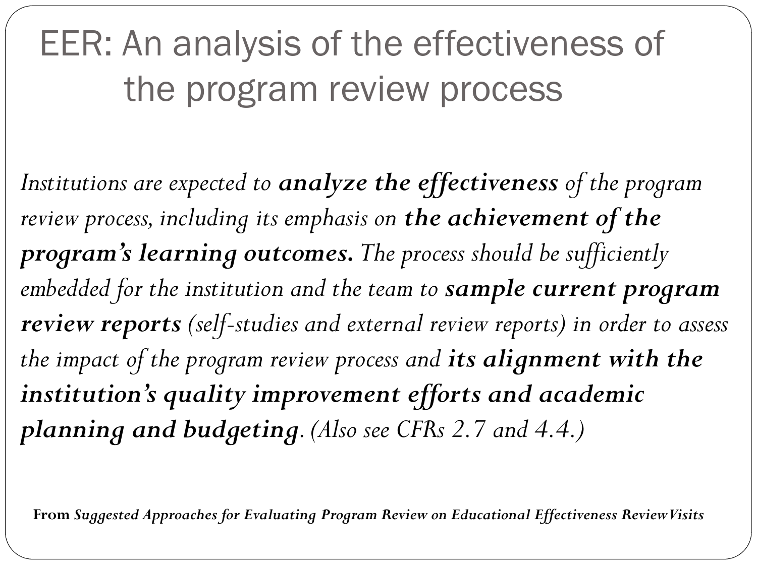# EER: An analysis of the effectiveness of the program review process

*Institutions are expected to* ***analyze the effectiveness*** *of the program review process, including its emphasis on* ***the achievement of the program's learning outcomes.*** *The process should be sufficiently embedded for the institution and the team to* ***sample current program review reports*** *(self-studies and external review reports) in order to assess the impact of the program review process and* ***its alignment with the institution's quality improvement efforts and academic planning and budgeting****. (Also see CFRs 2.7 and 4.4.)*

**From** ***Suggested Approaches for Evaluating Program Review on Educational Effectiveness Review Visits***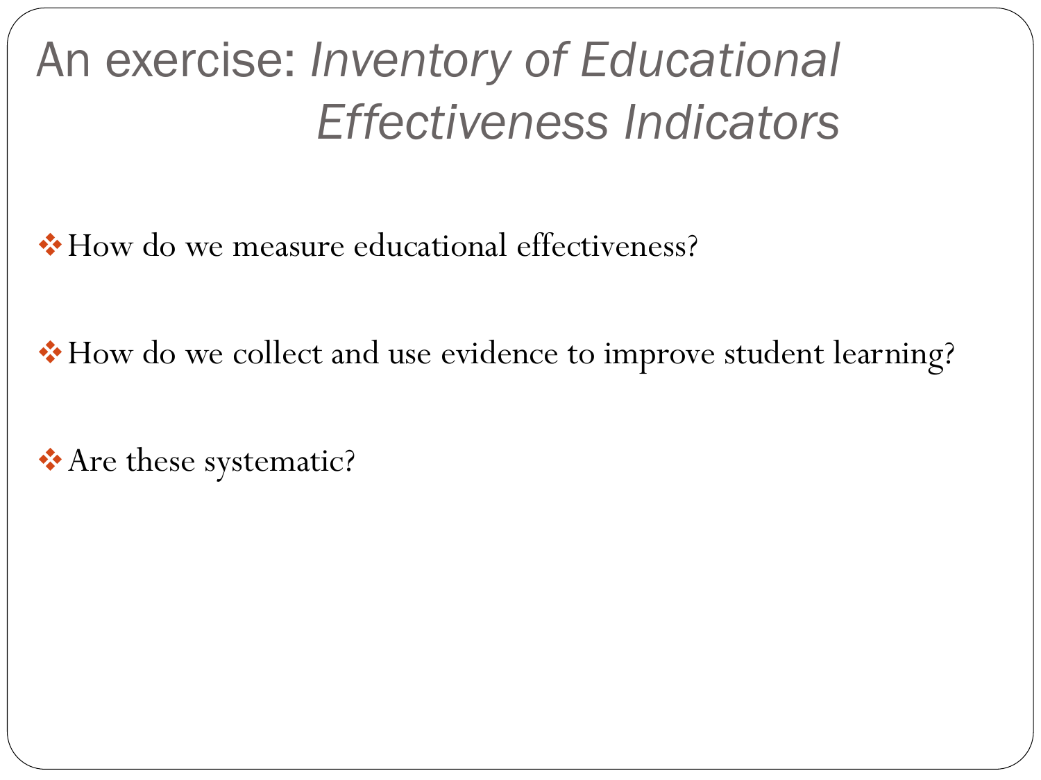# An exercise: *Inventory of Educational Effectiveness Indicators*

- How do we measure educational effectiveness?
- How do we collect and use evidence to improve student learning?
- Are these systematic?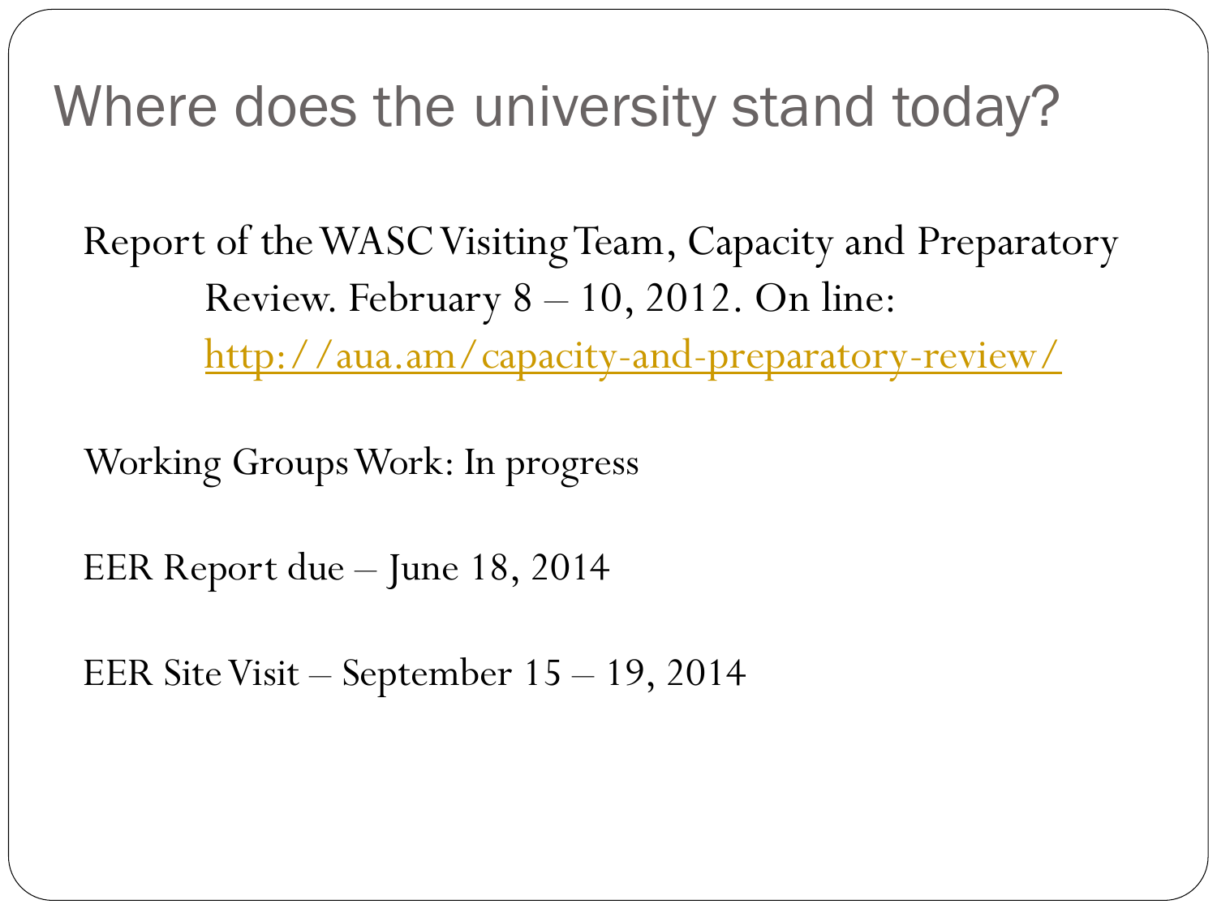# Where does the university stand today?

Report of the WASC Visiting Team, Capacity and Preparatory Review. February 8 – 10, 2012. On line: [http://aua.am/capacity-and-preparatory-review/](http://aua.am/capacity-and-preparatory-review/)

Working Groups Work: In progress

EER Report due – June 18, 2014

EER Site Visit – September 15 – 19, 2014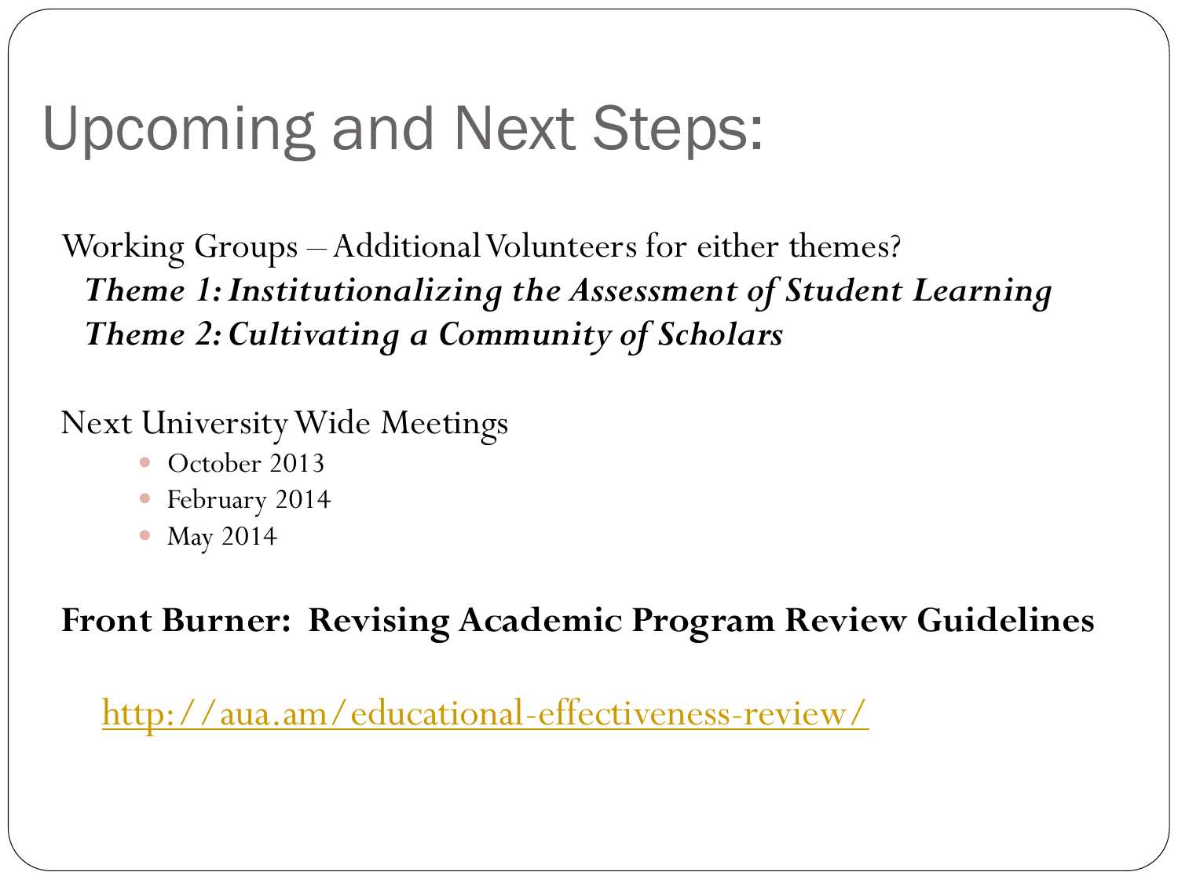# Upcoming and Next Steps:

Working Groups – Additional Volunteers for either themes?

***Theme 1: Institutionalizing the Assessment of Student Learning***

***Theme 2: Cultivating a Community of Scholars***

Next University Wide Meetings

- October 2013
- February 2014
- May 2014

**Front Burner: Revising Academic Program Review Guidelines**

http://aua.am/educational-effectiveness-review/